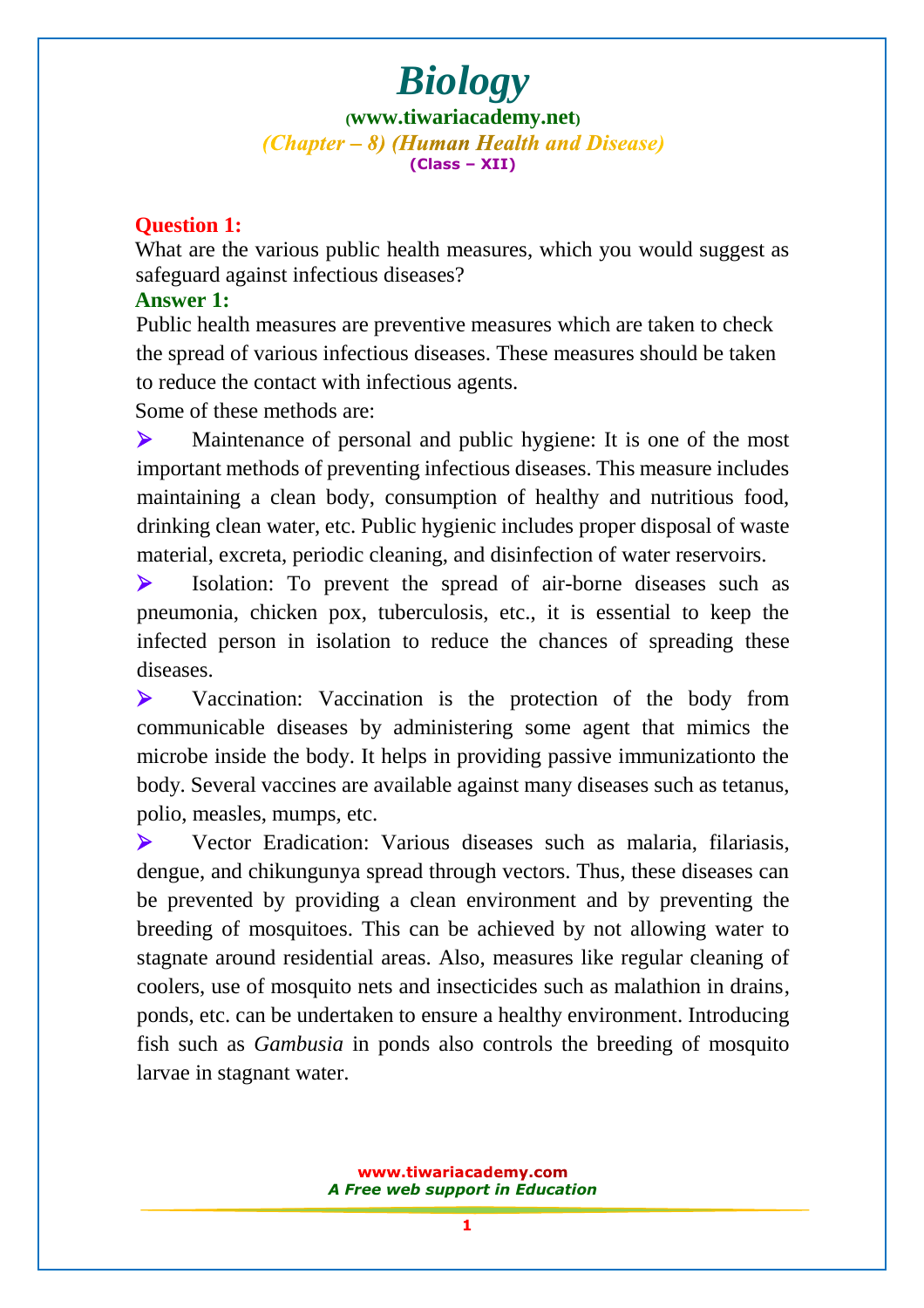# Biology

**(www.tiwariacademy.net)**

*(Chapter – 8) (Human Health and Disease)*

**(Class – XII)**

**Question 1:**

What are the various public health measures, which you would suggest as safeguard against infectious diseases?

**Answer 1:**

Public health measures are preventive measures which are taken to check the spread of various infectious diseases. These measures should be taken to reduce the contact with infectious agents.

Some of these methods are:

- Maintenance of personal and public hygiene: It is one of the most important methods of preventing infectious diseases. This measure includes maintaining a clean body, consumption of healthy and nutritious food, drinking clean water, etc. Public hygienic includes proper disposal of waste material, excreta, periodic cleaning, and disinfection of water reservoirs.
- Isolation: To prevent the spread of air-borne diseases such as pneumonia, chicken pox, tuberculosis, etc., it is essential to keep the infected person in isolation to reduce the chances of spreading these diseases.
- Vaccination: Vaccination is the protection of the body from communicable diseases by administering some agent that mimics the microbe inside the body. It helps in providing passive immunizationto the body. Several vaccines are available against many diseases such as tetanus, polio, measles, mumps, etc.
- Vector Eradication: Various diseases such as malaria, filariasis, dengue, and chikungunya spread through vectors. Thus, these diseases can be prevented by providing a clean environment and by preventing the breeding of mosquitoes. This can be achieved by not allowing water to stagnate around residential areas. Also, measures like regular cleaning of coolers, use of mosquito nets and insecticides such as malathion in drains, ponds, etc. can be undertaken to ensure a healthy environment. Introducing fish such as *Gambusia* in ponds also controls the breeding of mosquito larvae in stagnant water.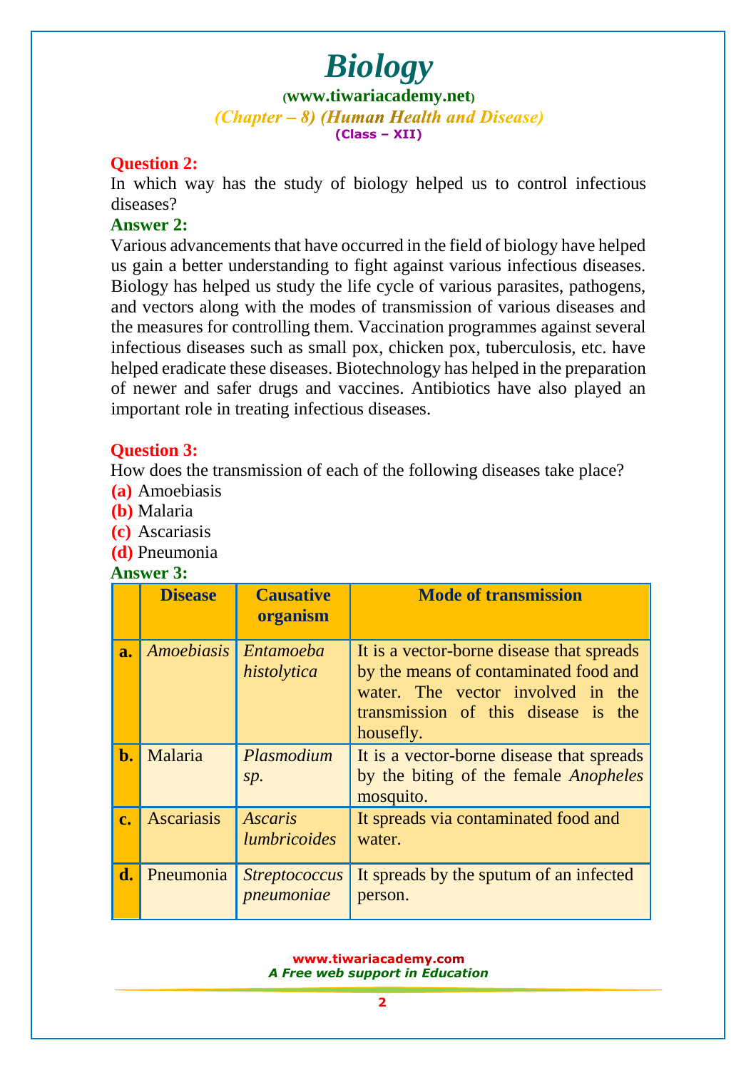**Question 2:**
In which way has the study of biology helped us to control infectious diseases?

**Answer 2:**
Various advancements that have occurred in the field of biology have helped us gain a better understanding to fight against various infectious diseases. Biology has helped us study the life cycle of various parasites, pathogens, and vectors along with the modes of transmission of various diseases and the measures for controlling them. Vaccination programmes against several infectious diseases such as small pox, chicken pox, tuberculosis, etc. have helped eradicate these diseases. Biotechnology has helped in the preparation of newer and safer drugs and vaccines. Antibiotics have also played an important role in treating infectious diseases.

**Question 3:**
How does the transmission of each of the following diseases take place?

**(a)** Amoebiasis
**(b)** Malaria
**(c)** Ascariasis
**(d)** Pneumonia

**Answer 3:**

| | Disease | Causative organism | Mode of transmission |
|---|---|---|---|
| **a.** | *Amoebiasis* | *Entamoeba histolytica* | It is a vector-borne disease that spreads by the means of contaminated food and water. The vector involved in the transmission of this disease is the housefly. |
| **b.** | Malaria | *Plasmodium sp.* | It is a vector-borne disease that spreads by the biting of the female *Anopheles* mosquito. |
| **c.** | Ascariasis | *Ascaris lumbricoides* | It spreads via contaminated food and water. |
| **d.** | Pneumonia | *Streptococcus pneumoniae* | It spreads by the sputum of an infected person. |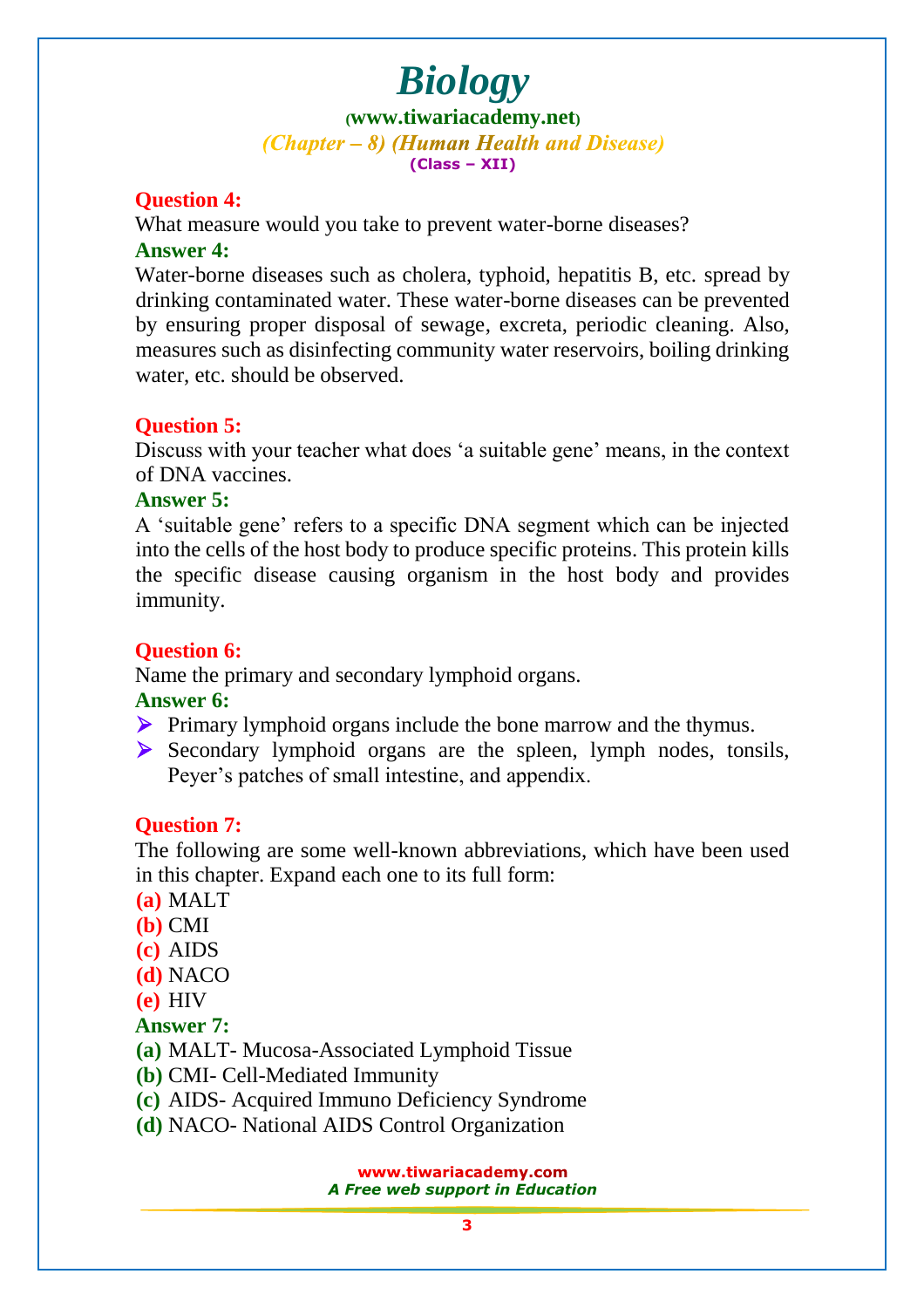**Question 4:**
What measure would you take to prevent water-borne diseases?

**Answer 4:**
Water-borne diseases such as cholera, typhoid, hepatitis B, etc. spread by drinking contaminated water. These water-borne diseases can be prevented by ensuring proper disposal of sewage, excreta, periodic cleaning. Also, measures such as disinfecting community water reservoirs, boiling drinking water, etc. should be observed.

**Question 5:**
Discuss with your teacher what does 'a suitable gene' means, in the context of DNA vaccines.

**Answer 5:**
A 'suitable gene' refers to a specific DNA segment which can be injected into the cells of the host body to produce specific proteins. This protein kills the specific disease causing organism in the host body and provides immunity.

**Question 6:**
Name the primary and secondary lymphoid organs.

**Answer 6:**
- Primary lymphoid organs include the bone marrow and the thymus.
- Secondary lymphoid organs are the spleen, lymph nodes, tonsils, Peyer's patches of small intestine, and appendix.

**Question 7:**
The following are some well-known abbreviations, which have been used in this chapter. Expand each one to its full form:

**(a)** MALT
**(b)** CMI
**(c)** AIDS
**(d)** NACO
**(e)** HIV

**Answer 7:**
**(a)** MALT- Mucosa-Associated Lymphoid Tissue
**(b)** CMI- Cell-Mediated Immunity
**(c)** AIDS- Acquired Immuno Deficiency Syndrome
**(d)** NACO- National AIDS Control Organization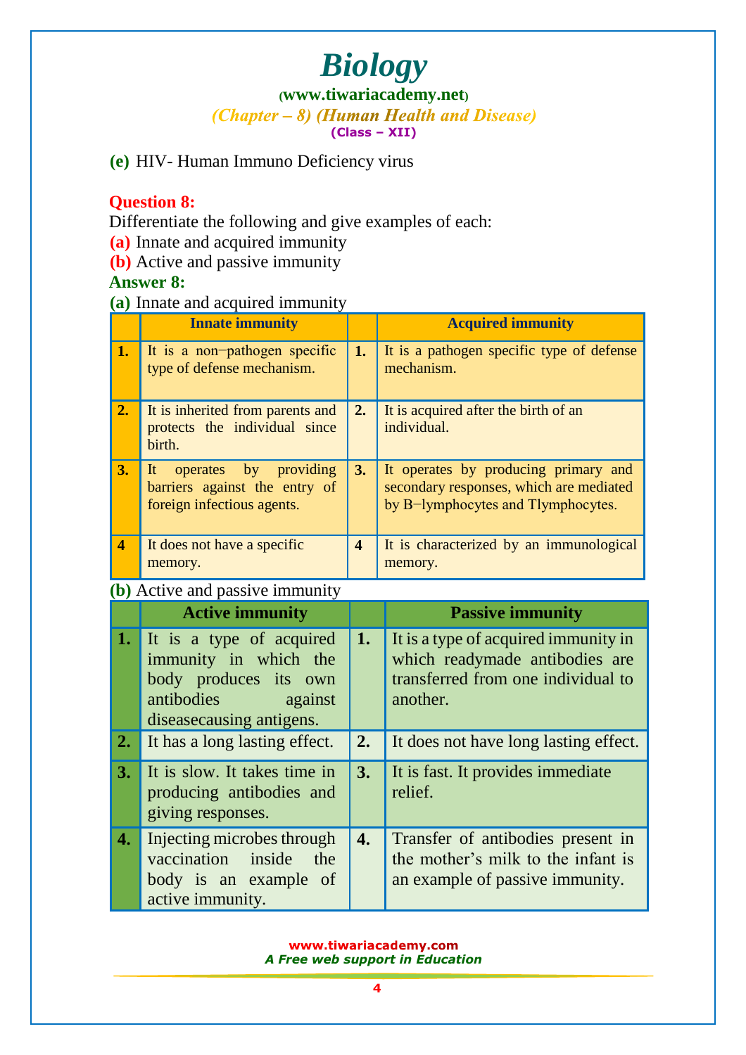**(e)** HIV- Human Immuno Deficiency virus

**Question 8:**

Differentiate the following and give examples of each:

**(a)** Innate and acquired immunity

**(b)** Active and passive immunity

**Answer 8:**

**(a)** Innate and acquired immunity

| | Innate immunity | | Acquired immunity |
|---|---|---|---|
| **1.** | It is a non−pathogen specific type of defense mechanism. | **1.** | It is a pathogen specific type of defense mechanism. |
| **2.** | It is inherited from parents and protects the individual since birth. | **2.** | It is acquired after the birth of an individual. |
| **3.** | It operates by providing barriers against the entry of foreign infectious agents. | **3.** | It operates by producing primary and secondary responses, which are mediated by B−lymphocytes and Tlymphocytes. |
| **4** | It does not have a specific memory. | **4** | It is characterized by an immunological memory. |

**(b)** Active and passive immunity

| | Active immunity | | Passive immunity |
|---|---|---|---|
| **1.** | It is a type of acquired immunity in which the body produces its own antibodies against diseasecausing antigens. | **1.** | It is a type of acquired immunity in which readymade antibodies are transferred from one individual to another. |
| **2.** | It has a long lasting effect. | **2.** | It does not have long lasting effect. |
| **3.** | It is slow. It takes time in producing antibodies and giving responses. | **3.** | It is fast. It provides immediate relief. |
| **4.** | Injecting microbes through vaccination inside the body is an example of active immunity. | **4.** | Transfer of antibodies present in the mother's milk to the infant is an example of passive immunity. |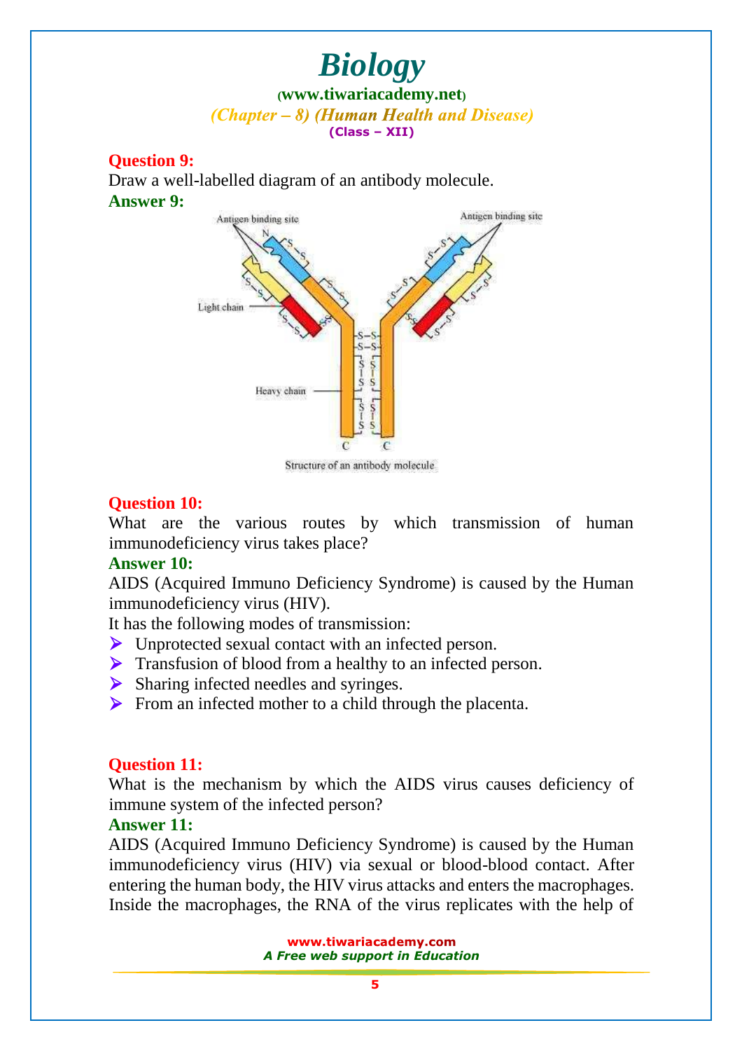**Question 9:**

Draw a well-labelled diagram of an antibody molecule.

**Answer 9:**

Antigen binding site

Antigen binding site

Light chain

Heavy chain

Structure of an antibody molecule

**Question 10:**

What are the various routes by which transmission of human immunodeficiency virus takes place?

**Answer 10:**

AIDS (Acquired Immuno Deficiency Syndrome) is caused by the Human immunodeficiency virus (HIV).

It has the following modes of transmission:

- Unprotected sexual contact with an infected person.
- Transfusion of blood from a healthy to an infected person.
- Sharing infected needles and syringes.
- From an infected mother to a child through the placenta.

**Question 11:**

What is the mechanism by which the AIDS virus causes deficiency of immune system of the infected person?

**Answer 11:**

AIDS (Acquired Immuno Deficiency Syndrome) is caused by the Human immunodeficiency virus (HIV) via sexual or blood-blood contact. After entering the human body, the HIV virus attacks and enters the macrophages. Inside the macrophages, the RNA of the virus replicates with the help of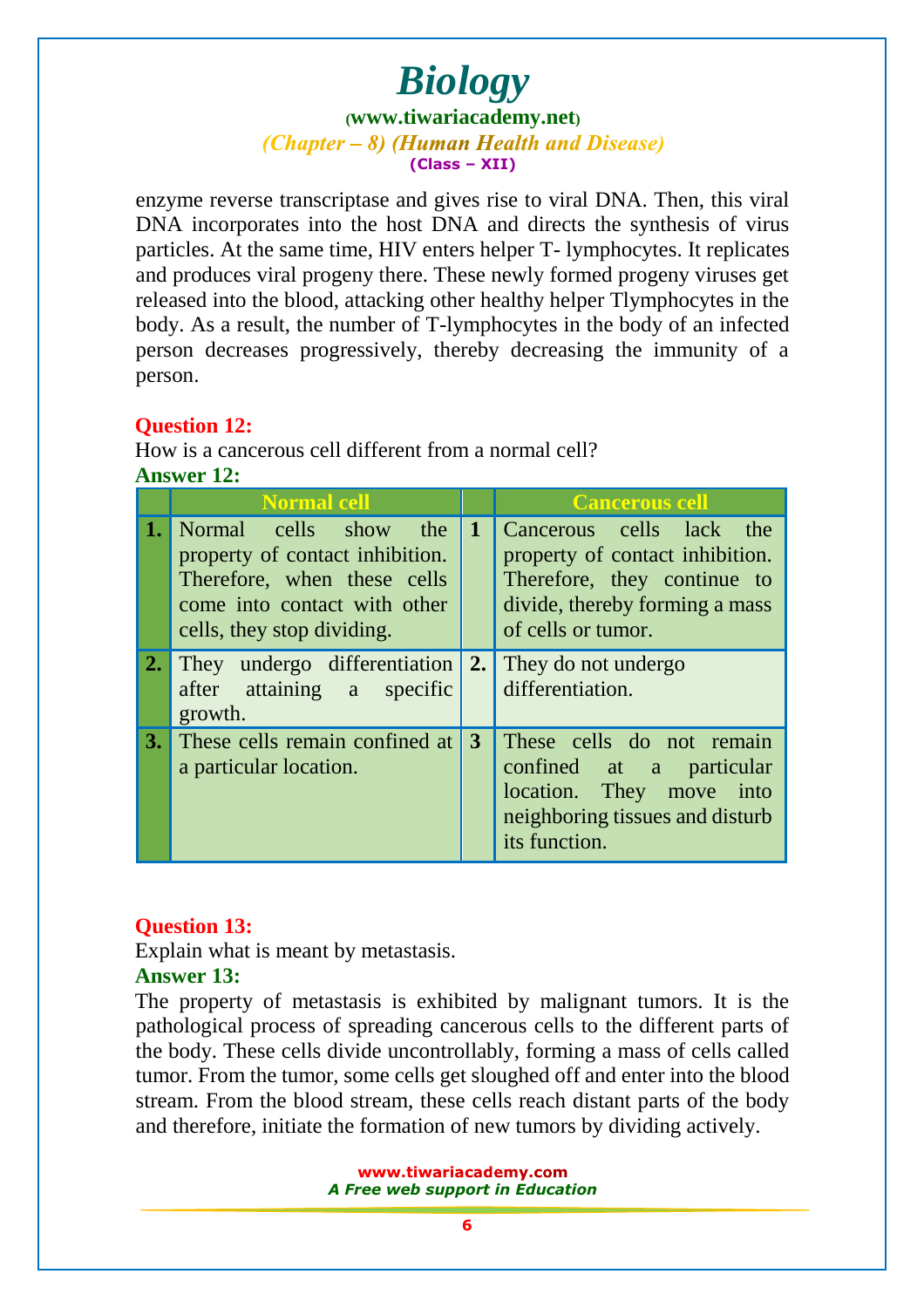enzyme reverse transcriptase and gives rise to viral DNA. Then, this viral DNA incorporates into the host DNA and directs the synthesis of virus particles. At the same time, HIV enters helper T- lymphocytes. It replicates and produces viral progeny there. These newly formed progeny viruses get released into the blood, attacking other healthy helper Tlymphocytes in the body. As a result, the number of T-lymphocytes in the body of an infected person decreases progressively, thereby decreasing the immunity of a person.

**Question 12:**

How is a cancerous cell different from a normal cell?

**Answer 12:**

| | Normal cell | | Cancerous cell |
|---|---|---|---|
| **1.** | Normal cells show the property of contact inhibition. Therefore, when these cells come into contact with other cells, they stop dividing. | **1** | Cancerous cells lack the property of contact inhibition. Therefore, they continue to divide, thereby forming a mass of cells or tumor. |
| **2.** | They undergo differentiation after attaining a specific growth. | **2.** | They do not undergo differentiation. |
| **3.** | These cells remain confined at a particular location. | **3** | These cells do not remain confined at a particular location. They move into neighboring tissues and disturb its function. |

**Question 13:**

Explain what is meant by metastasis.

**Answer 13:**

The property of metastasis is exhibited by malignant tumors. It is the pathological process of spreading cancerous cells to the different parts of the body. These cells divide uncontrollably, forming a mass of cells called tumor. From the tumor, some cells get sloughed off and enter into the blood stream. From the blood stream, these cells reach distant parts of the body and therefore, initiate the formation of new tumors by dividing actively.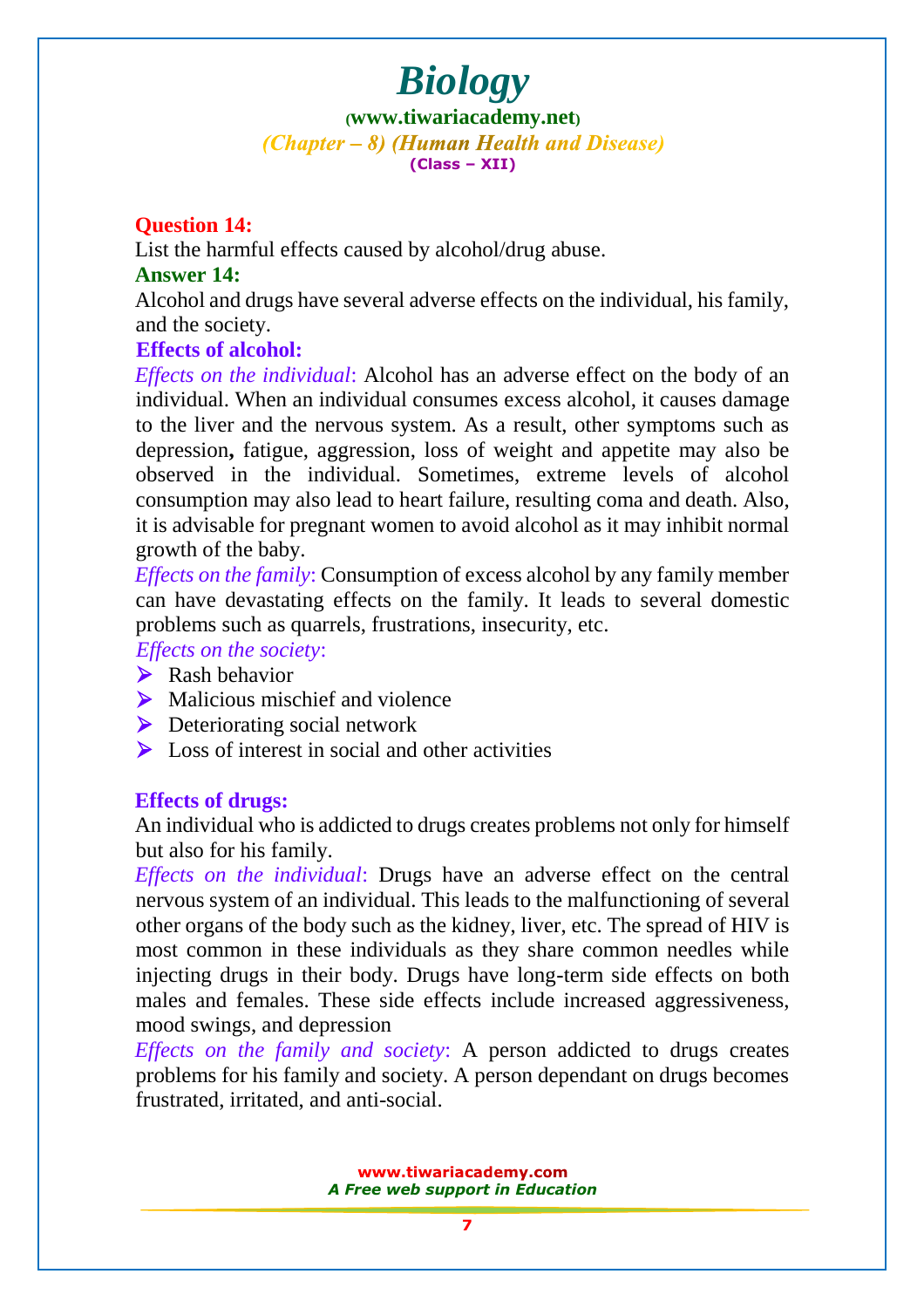**Question 14:**

List the harmful effects caused by alcohol/drug abuse.

**Answer 14:**

Alcohol and drugs have several adverse effects on the individual, his family, and the society.

**Effects of alcohol:**

*Effects on the individual*: Alcohol has an adverse effect on the body of an individual. When an individual consumes excess alcohol, it causes damage to the liver and the nervous system. As a result, other symptoms such as depression**,** fatigue, aggression, loss of weight and appetite may also be observed in the individual. Sometimes, extreme levels of alcohol consumption may also lead to heart failure, resulting coma and death. Also, it is advisable for pregnant women to avoid alcohol as it may inhibit normal growth of the baby.

*Effects on the family*: Consumption of excess alcohol by any family member can have devastating effects on the family. It leads to several domestic problems such as quarrels, frustrations, insecurity, etc.

*Effects on the society*:

- Rash behavior
- Malicious mischief and violence
- Deteriorating social network
- Loss of interest in social and other activities

**Effects of drugs:**

An individual who is addicted to drugs creates problems not only for himself but also for his family.

*Effects on the individual*: Drugs have an adverse effect on the central nervous system of an individual. This leads to the malfunctioning of several other organs of the body such as the kidney, liver, etc. The spread of HIV is most common in these individuals as they share common needles while injecting drugs in their body. Drugs have long-term side effects on both males and females. These side effects include increased aggressiveness, mood swings, and depression

*Effects on the family and society*: A person addicted to drugs creates problems for his family and society. A person dependant on drugs becomes frustrated, irritated, and anti-social.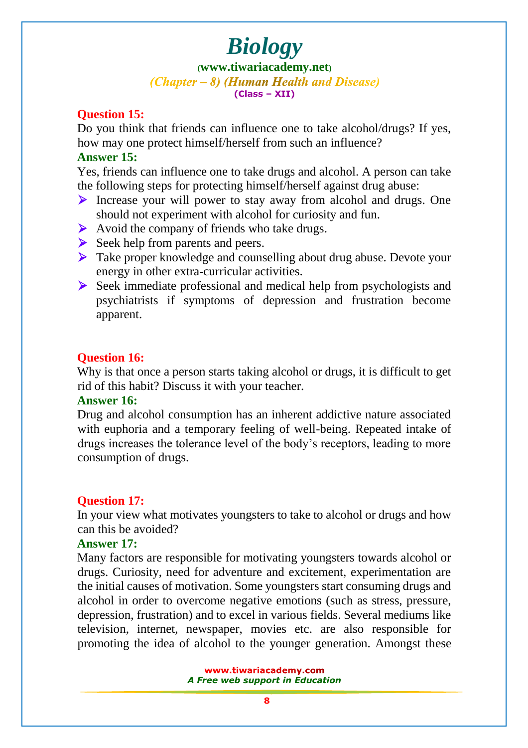**Question 15:**

Do you think that friends can influence one to take alcohol/drugs? If yes, how may one protect himself/herself from such an influence?

**Answer 15:**

Yes, friends can influence one to take drugs and alcohol. A person can take the following steps for protecting himself/herself against drug abuse:

- Increase your will power to stay away from alcohol and drugs. One should not experiment with alcohol for curiosity and fun.
- Avoid the company of friends who take drugs.
- Seek help from parents and peers.
- Take proper knowledge and counselling about drug abuse. Devote your energy in other extra-curricular activities.
- Seek immediate professional and medical help from psychologists and psychiatrists if symptoms of depression and frustration become apparent.

**Question 16:**

Why is that once a person starts taking alcohol or drugs, it is difficult to get rid of this habit? Discuss it with your teacher.

**Answer 16:**

Drug and alcohol consumption has an inherent addictive nature associated with euphoria and a temporary feeling of well-being. Repeated intake of drugs increases the tolerance level of the body's receptors, leading to more consumption of drugs.

**Question 17:**

In your view what motivates youngsters to take to alcohol or drugs and how can this be avoided?

**Answer 17:**

Many factors are responsible for motivating youngsters towards alcohol or drugs. Curiosity, need for adventure and excitement, experimentation are the initial causes of motivation. Some youngsters start consuming drugs and alcohol in order to overcome negative emotions (such as stress, pressure, depression, frustration) and to excel in various fields. Several mediums like television, internet, newspaper, movies etc. are also responsible for promoting the idea of alcohol to the younger generation. Amongst these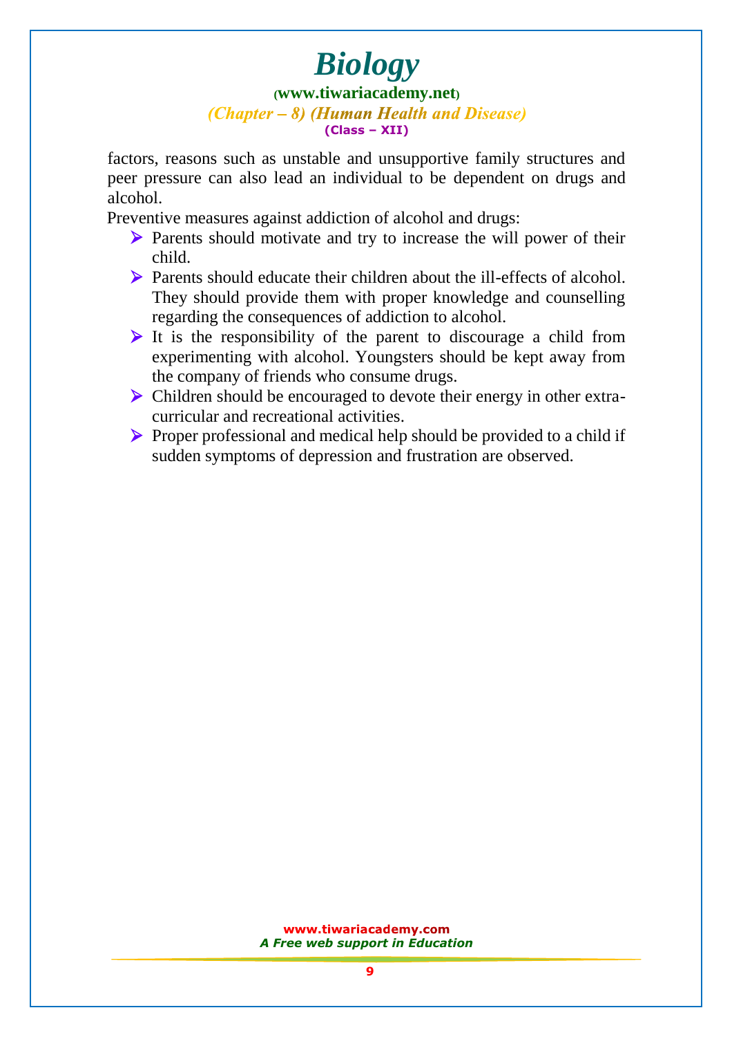factors, reasons such as unstable and unsupportive family structures and peer pressure can also lead an individual to be dependent on drugs and alcohol.

Preventive measures against addiction of alcohol and drugs:

- Parents should motivate and try to increase the will power of their child.
- Parents should educate their children about the ill-effects of alcohol. They should provide them with proper knowledge and counselling regarding the consequences of addiction to alcohol.
- It is the responsibility of the parent to discourage a child from experimenting with alcohol. Youngsters should be kept away from the company of friends who consume drugs.
- Children should be encouraged to devote their energy in other extra-curricular and recreational activities.
- Proper professional and medical help should be provided to a child if sudden symptoms of depression and frustration are observed.